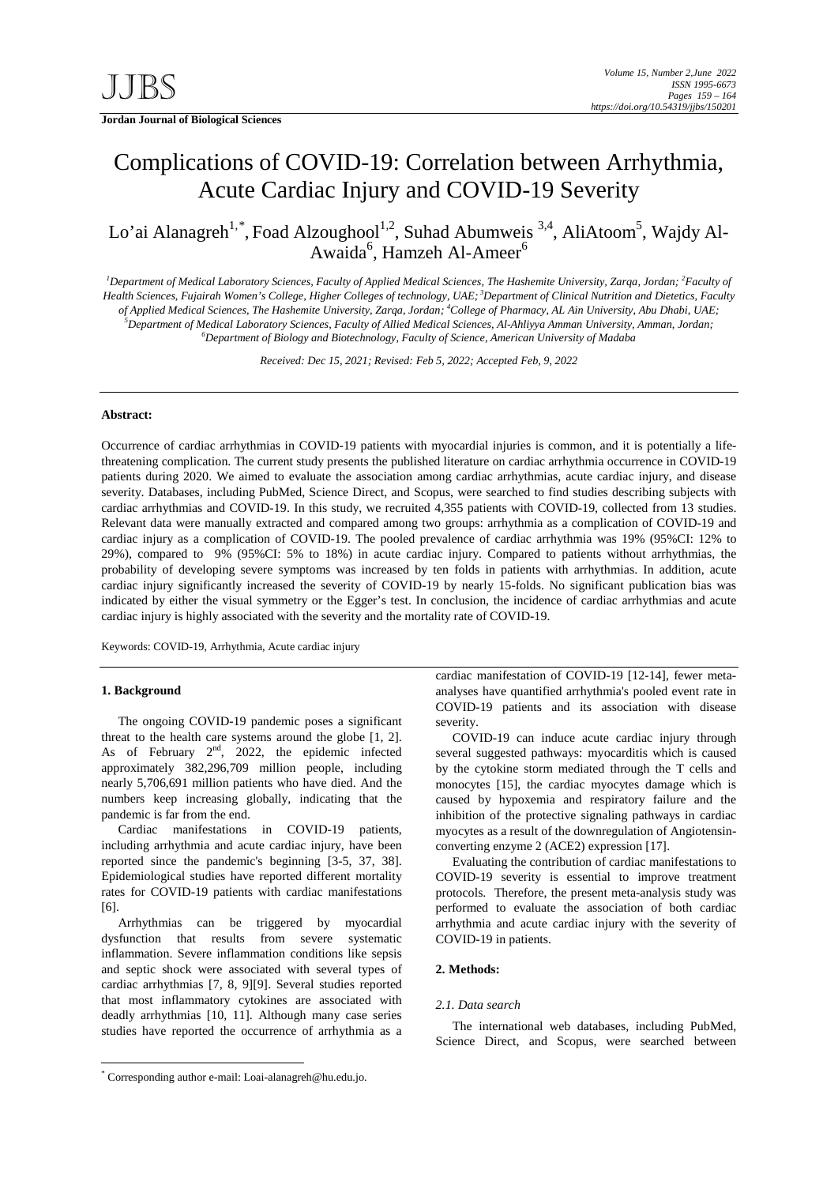**Jordan Journal of Biological Sciences**

# Complications of COVID-19: Correlation between Arrhythmia, Acute Cardiac Injury and COVID-19 Severity

Lo'ai Alanagreh[1,*], Foad Alzoughool[1,2], Suhad Abumweis [3,4], AliAtoom[5], Wajdy Al-Awaida[6], Hamzeh Al-Ameer[6]

[1]*Department of Medical Laboratory Sciences, Faculty of Applied Medical Sciences, The Hashemite University, Zarqa, Jordan;* [2]*Faculty of Health Sciences, Fujairah Women's College, Higher Colleges of technology, UAE;* [3]*Department of Clinical Nutrition and Dietetics, Faculty of Applied Medical Sciences, The Hashemite University, Zarqa, Jordan;* [4]*College of Pharmacy, AL Ain University, Abu Dhabi, UAE;* [5]*Department of Medical Laboratory Sciences, Faculty of Allied Medical Sciences, Al-Ahliyya Amman University, Amman, Jordan;* [6]*Department of Biology and Biotechnology, Faculty of Science, American University of Madaba*

*Received: Dec 15, 2021; Revised: Feb 5, 2022; Accepted Feb, 9, 2022*

**Abstract:**

Occurrence of cardiac arrhythmias in COVID-19 patients with myocardial injuries is common, and it is potentially a life-threatening complication. The current study presents the published literature on cardiac arrhythmia occurrence in COVID-19 patients during 2020. We aimed to evaluate the association among cardiac arrhythmias, acute cardiac injury, and disease severity. Databases, including PubMed, Science Direct, and Scopus, were searched to find studies describing subjects with cardiac arrhythmias and COVID-19. In this study, we recruited 4,355 patients with COVID-19, collected from 13 studies. Relevant data were manually extracted and compared among two groups: arrhythmia as a complication of COVID-19 and cardiac injury as a complication of COVID-19. The pooled prevalence of cardiac arrhythmia was 19% (95%CI: 12% to 29%), compared to 9% (95%CI: 5% to 18%) in acute cardiac injury. Compared to patients without arrhythmias, the probability of developing severe symptoms was increased by ten folds in patients with arrhythmias. In addition, acute cardiac injury significantly increased the severity of COVID-19 by nearly 15-folds. No significant publication bias was indicated by either the visual symmetry or the Egger's test. In conclusion, the incidence of cardiac arrhythmias and acute cardiac injury is highly associated with the severity and the mortality rate of COVID-19.

Keywords: COVID-19, Arrhythmia, Acute cardiac injury

## 1. Background

The ongoing COVID-19 pandemic poses a significant threat to the health care systems around the globe [1, 2]. As of February 2nd, 2022, the epidemic infected approximately 382,296,709 million people, including nearly 5,706,691 million patients who have died. And the numbers keep increasing globally, indicating that the pandemic is far from the end.

Cardiac manifestations in COVID-19 patients, including arrhythmia and acute cardiac injury, have been reported since the pandemic's beginning [3-5, 37, 38]. Epidemiological studies have reported different mortality rates for COVID-19 patients with cardiac manifestations [6].

Arrhythmias can be triggered by myocardial dysfunction that results from severe systematic inflammation. Severe inflammation conditions like sepsis and septic shock were associated with several types of cardiac arrhythmias [7, 8, 9][9]. Several studies reported that most inflammatory cytokines are associated with deadly arrhythmias [10, 11]. Although many case series studies have reported the occurrence of arrhythmia as a cardiac manifestation of COVID-19 [12-14], fewer meta-analyses have quantified arrhythmia's pooled event rate in COVID-19 patients and its association with disease severity.

COVID-19 can induce acute cardiac injury through several suggested pathways: myocarditis which is caused by the cytokine storm mediated through the T cells and monocytes [15], the cardiac myocytes damage which is caused by hypoxemia and respiratory failure and the inhibition of the protective signaling pathways in cardiac myocytes as a result of the downregulation of Angiotensin-converting enzyme 2 (ACE2) expression [17].

Evaluating the contribution of cardiac manifestations to COVID-19 severity is essential to improve treatment protocols. Therefore, the present meta-analysis study was performed to evaluate the association of both cardiac arrhythmia and acute cardiac injury with the severity of COVID-19 in patients.

## 2. Methods:

### 2.1. Data search

The international web databases, including PubMed, Science Direct, and Scopus, were searched between

* Corresponding author e-mail: Loai-alanagreh@hu.edu.jo.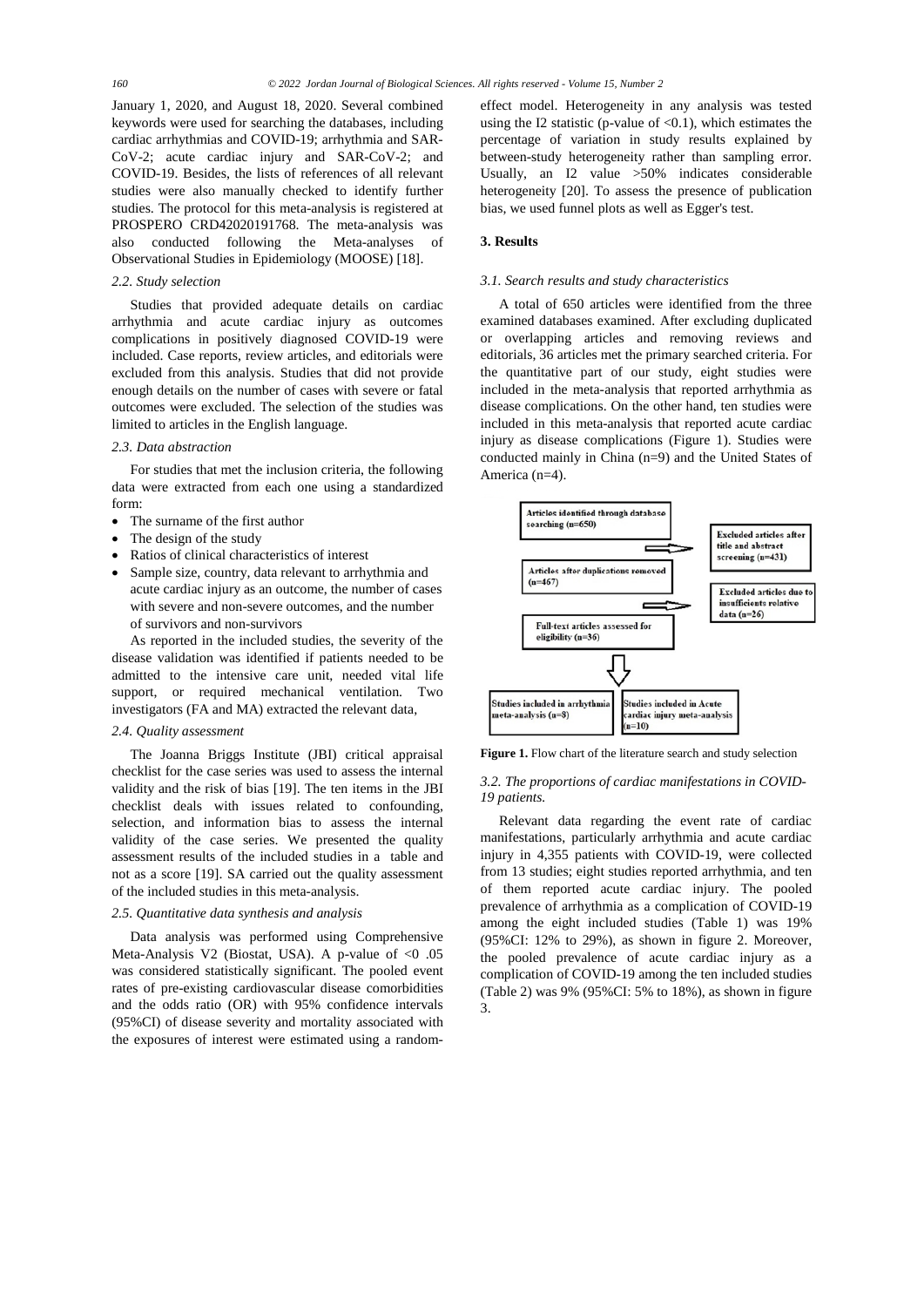January 1, 2020, and August 18, 2020. Several combined keywords were used for searching the databases, including cardiac arrhythmias and COVID-19; arrhythmia and SAR-CoV-2; acute cardiac injury and SAR-CoV-2; and COVID-19. Besides, the lists of references of all relevant studies were also manually checked to identify further studies. The protocol for this meta-analysis is registered at PROSPERO CRD42020191768. The meta-analysis was also conducted following the Meta-analyses of Observational Studies in Epidemiology (MOOSE) [18].

### 2.2. Study selection

Studies that provided adequate details on cardiac arrhythmia and acute cardiac injury as outcomes complications in positively diagnosed COVID-19 were included. Case reports, review articles, and editorials were excluded from this analysis. Studies that did not provide enough details on the number of cases with severe or fatal outcomes were excluded. The selection of the studies was limited to articles in the English language.

### 2.3. Data abstraction

For studies that met the inclusion criteria, the following data were extracted from each one using a standardized form:

- The surname of the first author
- The design of the study
- Ratios of clinical characteristics of interest
- Sample size, country, data relevant to arrhythmia and acute cardiac injury as an outcome, the number of cases with severe and non-severe outcomes, and the number of survivors and non-survivors

As reported in the included studies, the severity of the disease validation was identified if patients needed to be admitted to the intensive care unit, needed vital life support, or required mechanical ventilation. Two investigators (FA and MA) extracted the relevant data,

### 2.4. Quality assessment

The Joanna Briggs Institute (JBI) critical appraisal checklist for the case series was used to assess the internal validity and the risk of bias [19]. The ten items in the JBI checklist deals with issues related to confounding, selection, and information bias to assess the internal validity of the case series. We presented the quality assessment results of the included studies in a table and not as a score [19]. SA carried out the quality assessment of the included studies in this meta-analysis.

### 2.5. Quantitative data synthesis and analysis

Data analysis was performed using Comprehensive Meta-Analysis V2 (Biostat, USA). A p-value of $<0$ .05 was considered statistically significant. The pooled event rates of pre-existing cardiovascular disease comorbidities and the odds ratio (OR) with 95% confidence intervals (95%CI) of disease severity and mortality associated with the exposures of interest were estimated using a random-effect model. Heterogeneity in any analysis was tested using the I2 statistic (p-value of $<0.1$), which estimates the percentage of variation in study results explained by between-study heterogeneity rather than sampling error. Usually, an I2 value >50% indicates considerable heterogeneity [20]. To assess the presence of publication bias, we used funnel plots as well as Egger's test.

## 3. Results

### 3.1. Search results and study characteristics

A total of 650 articles were identified from the three examined databases examined. After excluding duplicated or overlapping articles and removing reviews and editorials, 36 articles met the primary searched criteria. For the quantitative part of our study, eight studies were included in the meta-analysis that reported arrhythmia as disease complications. On the other hand, ten studies were included in this meta-analysis that reported acute cardiac injury as disease complications (Figure 1). Studies were conducted mainly in China (n=9) and the United States of America (n=4).

Articles identified through database searching (n=650)

Excluded articles after title and abstract screening (n=431)

Articles after duplications removed (n=467)

Excluded articles due to insufficients relative data (n=26)

Full-text articles assessed for eligibility (n=36)

Studies included in arrhythmia meta-analysis (n=8)

Studies included in Acute cardiac injury meta-analysis (n=10)

**Figure 1.** Flow chart of the literature search and study selection

### 3.2. The proportions of cardiac manifestations in COVID-19 patients.

Relevant data regarding the event rate of cardiac manifestations, particularly arrhythmia and acute cardiac injury in 4,355 patients with COVID-19, were collected from 13 studies; eight studies reported arrhythmia, and ten of them reported acute cardiac injury. The pooled prevalence of arrhythmia as a complication of COVID-19 among the eight included studies (Table 1) was 19% (95%CI: 12% to 29%), as shown in figure 2. Moreover, the pooled prevalence of acute cardiac injury as a complication of COVID-19 among the ten included studies (Table 2) was 9% (95%CI: 5% to 18%), as shown in figure 3.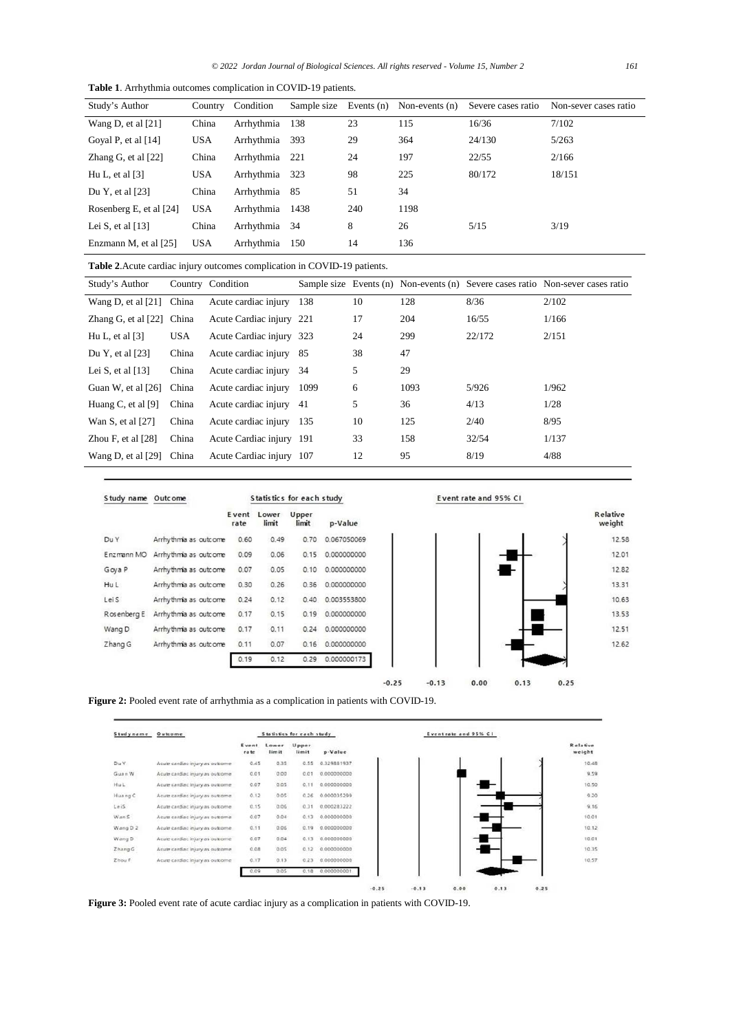**Table 1**. Arrhythmia outcomes complication in COVID-19 patients.

| Study's Author | Country | Condition | Sample size | Events (n) | Non-events (n) | Severe cases ratio | Non-sever cases ratio |
|---|---|---|---|---|---|---|---|
| Wang D, et al [21] | China | Arrhythmia | 138 | 23 | 115 | 16/36 | 7/102 |
| Goyal P, et al [14] | USA | Arrhythmia | 393 | 29 | 364 | 24/130 | 5/263 |
| Zhang G, et al [22] | China | Arrhythmia | 221 | 24 | 197 | 22/55 | 2/166 |
| Hu L, et al [3] | USA | Arrhythmia | 323 | 98 | 225 | 80/172 | 18/151 |
| Du Y, et al [23] | China | Arrhythmia | 85 | 51 | 34 | | |
| Rosenberg E, et al [24] | USA | Arrhythmia | 1438 | 240 | 1198 | | |
| Lei S, et al [13] | China | Arrhythmia | 34 | 8 | 26 | 5/15 | 3/19 |
| Enzmann M, et al [25] | USA | Arrhythmia | 150 | 14 | 136 | | |

**Table 2**.Acute cardiac injury outcomes complication in COVID-19 patients.

| Study's Author | Country | Condition | Sample size | Events (n) | Non-events (n) | Severe cases ratio | Non-sever cases ratio |
|---|---|---|---|---|---|---|---|
| Wang D, et al [21] | China | Acute cardiac injury | 138 | 10 | 128 | 8/36 | 2/102 |
| Zhang G, et al [22] | China | Acute Cardiac injury | 221 | 17 | 204 | 16/55 | 1/166 |
| Hu L, et al [3] | USA | Acute Cardiac injury | 323 | 24 | 299 | 22/172 | 2/151 |
| Du Y, et al [23] | China | Acute cardiac injury | 85 | 38 | 47 | | |
| Lei S, et al [13] | China | Acute cardiac injury | 34 | 5 | 29 | | |
| Guan W, et al [26] | China | Acute cardiac injury | 1099 | 6 | 1093 | 5/926 | 1/962 |
| Huang C, et al [9] | China | Acute cardiac injury | 41 | 5 | 36 | 4/13 | 1/28 |
| Wan S, et al [27] | China | Acute cardiac injury | 135 | 10 | 125 | 2/40 | 8/95 |
| Zhou F, et al [28] | China | Acute Cardiac injury | 191 | 33 | 158 | 32/54 | 1/137 |
| Wang D, et al [29] | China | Acute Cardiac injury | 107 | 12 | 95 | 8/19 | 4/88 |

| Study name | Outcome | Event rate | Lower limit | Upper limit | p-Value | Relative weight |
|---|---|---|---|---|---|---|
| Du Y | Arrhythmia as outcome | 0.60 | 0.49 | 0.70 | 0.067050069 | 12.58 |
| Enzmann MO | Arrhythmia as outcome | 0.09 | 0.06 | 0.15 | 0.000000000 | 12.01 |
| Goya P | Arrhythmia as outcome | 0.07 | 0.05 | 0.10 | 0.000000000 | 12.82 |
| Hu L | Arrhythmia as outcome | 0.30 | 0.26 | 0.36 | 0.000000000 | 13.31 |
| Lei S | Arrhythmia as outcome | 0.24 | 0.12 | 0.40 | 0.003553800 | 10.63 |
| Rosenberg E | Arrhythmia as outcome | 0.17 | 0.15 | 0.19 | 0.000000000 | 13.53 |
| Wang D | Arrhythmia as outcome | 0.17 | 0.11 | 0.24 | 0.000000000 | 12.51 |
| Zhang G | Arrhythmia as outcome | 0.11 | 0.07 | 0.16 | 0.000000000 | 12.62 |
| | | 0.19 | 0.12 | 0.29 | 0.000000173 | |

**Figure 2:** Pooled event rate of arrhythmia as a complication in patients with COVID-19.

| Study name | Outcome | Event rate | Lower limit | Upper limit | p-Value | Relative weight |
|---|---|---|---|---|---|---|
| Du Y | Acute cardiac injury as outcome | 0.45 | 0.35 | 0.55 | 0.329881937 | 10.48 |
| Guan W | Acute cardiac injury as outcome | 0.01 | 0.00 | 0.01 | 0.000000000 | 9.59 |
| Hu L | Acute cardiac injury as outcome | 0.07 | 0.05 | 0.11 | 0.000000000 | 10.50 |
| Huang C | Acute cardiac injury as outcome | 0.12 | 0.05 | 0.26 | 0.000035299 | 9.20 |
| Lei S | Acute cardiac injury as outcome | 0.15 | 0.06 | 0.31 | 0.000283222 | 9.16 |
| Wan S | Acute cardiac injury as outcome | 0.07 | 0.04 | 0.13 | 0.000000000 | 10.01 |
| Wang D 2 | Acute cardiac injury as outcome | 0.11 | 0.06 | 0.19 | 0.000000000 | 10.12 |
| Wang D | Acute cardiac injury as outcome | 0.07 | 0.04 | 0.13 | 0.000000000 | 10.01 |
| Zhang G | Acute cardiac injury as outcome | 0.08 | 0.05 | 0.12 | 0.000000000 | 10.35 |
| Zhou F | Acute cardiac injury as outcome | 0.17 | 0.13 | 0.23 | 0.000000000 | 10.57 |
| | | 0.09 | 0.05 | 0.18 | 0.000000001 | |

**Figure 3:** Pooled event rate of acute cardiac injury as a complication in patients with COVID-19.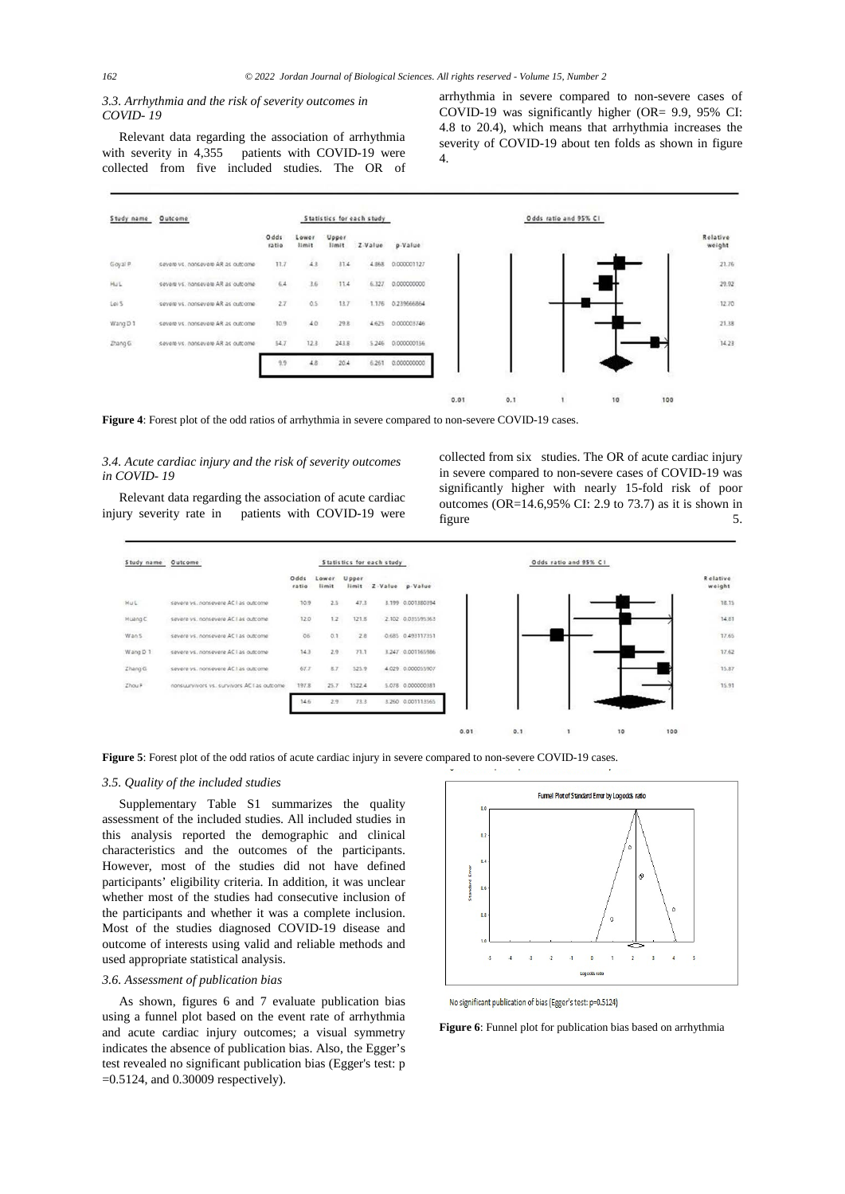### 3.3. Arrhythmia and the risk of severity outcomes in COVID- 19

Relevant data regarding the association of arrhythmia with severity in 4,355 patients with COVID-19 were collected from five included studies. The OR of arrhythmia in severe compared to non-severe cases of COVID-19 was significantly higher (OR= 9.9, 95% CI: 4.8 to 20.4), which means that arrhythmia increases the severity of COVID-19 about ten folds as shown in figure 4.

| Study name | Outcome | Odds ratio | Lower limit | Upper limit | Z-Value | p-Value | Relative weight |
|---|---|---|---|---|---|---|---|
| Goyal P | severe vs. nonsevere AR as outcome | 11.7 | 4.3 | 31.4 | 4.868 | 0.000001127 | 21.76 |
| Hu L | severe vs. nonsevere AR as outcome | 6.4 | 3.6 | 11.4 | 6.327 | 0.000000000 | 29.92 |
| Lei S | severe vs. nonsevere AR as outcome | 2.7 | 0.5 | 13.7 | 1.176 | 0.239666864 | 12.70 |
| Wang D 1 | severe vs. nonsevere AR as outcome | 10.9 | 4.0 | 29.8 | 4.625 | 0.000003746 | 21.38 |
| Zhang G | severe vs. nonsevere AR as outcome | 54.7 | 12.3 | 243.8 | 5.246 | 0.000000156 | 14.23 |
| | | 9.9 | 4.8 | 20.4 | 6.261 | 0.000000000 | |

**Figure 4**: Forest plot of the odd ratios of arrhythmia in severe compared to non-severe COVID-19 cases.

### 3.4. Acute cardiac injury and the risk of severity outcomes in COVID- 19

Relevant data regarding the association of acute cardiac injury severity rate in patients with COVID-19 were collected from six studies. The OR of acute cardiac injury in severe compared to non-severe cases of COVID-19 was significantly higher with nearly 15-fold risk of poor outcomes (OR=14.6,95% CI: 2.9 to 73.7) as it is shown in figure 5.

| Study name | Outcome | Odds ratio | Lower limit | Upper limit | Z-Value | p-Value | Relative weight |
|---|---|---|---|---|---|---|---|
| Hu L | severe vs. nonsevere ACI as outcome | 10.9 | 2.5 | 47.3 | 3.199 | 0.001380394 | 18.15 |
| Huang C | severe vs. nonsevere ACI as outcome | 12.0 | 1.2 | 121.6 | 2.102 | 0.035595363 | 14.81 |
| Wan S | severe vs. nonsevere ACI as outcome | 0.6 | 0.1 | 2.8 | 0.685 | 0.493117351 | 17.65 |
| Wang D 1 | severe vs. nonsevere ACI as outcome | 14.3 | 2.9 | 71.1 | 3.247 | 0.001165986 | 17.62 |
| Zhang G | severe vs. nonsevere ACI as outcome | 67.7 | 8.7 | 525.9 | 4.029 | 0.000055907 | 15.87 |
| Zhou F | nonsurvivors vs. survivors ACI as outcome | 197.8 | 25.7 | 1522.4 | 5.078 | 0.000000381 | 15.91 |
| | | 14.6 | 2.9 | 73.3 | 3.260 | 0.001113565 | |

**Figure 5**: Forest plot of the odd ratios of acute cardiac injury in severe compared to non-severe COVID-19 cases.

### 3.5. Quality of the included studies

Supplementary Table S1 summarizes the quality assessment of the included studies. All included studies in this analysis reported the demographic and clinical characteristics and the outcomes of the participants. However, most of the studies did not have defined participants' eligibility criteria. In addition, it was unclear whether most of the studies had consecutive inclusion of the participants and whether it was a complete inclusion. Most of the studies diagnosed COVID-19 disease and outcome of interests using valid and reliable methods and used appropriate statistical analysis.

### 3.6. Assessment of publication bias

As shown, figures 6 and 7 evaluate publication bias using a funnel plot based on the event rate of arrhythmia and acute cardiac injury outcomes; a visual symmetry indicates the absence of publication bias. Also, the Egger's test revealed no significant publication bias (Egger's test: p =0.5124, and 0.30009 respectively).

Funnel Plot of Standard Error by Log odds ratio

No significant publication of bias (Egger's test: p=0.5124)

**Figure 6**: Funnel plot for publication bias based on arrhythmia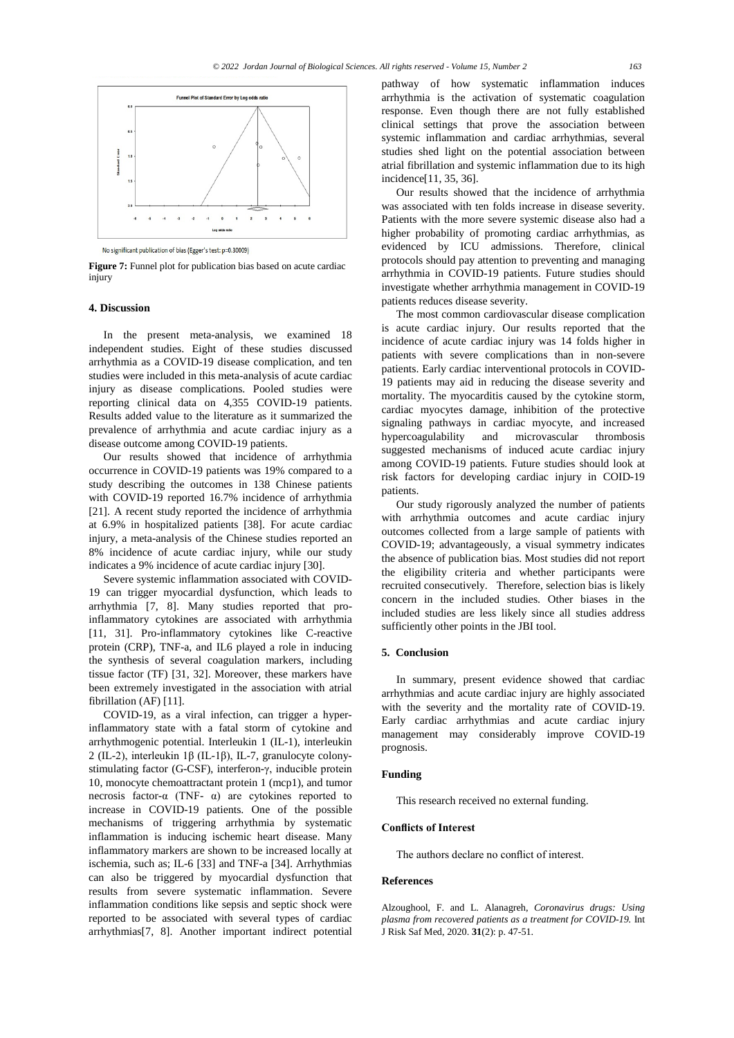No significant publication of bias (Egger's test: p=0.30009)

**Figure 7:** Funnel plot for publication bias based on acute cardiac injury

## 4. Discussion

In the present meta-analysis, we examined 18 independent studies. Eight of these studies discussed arrhythmia as a COVID-19 disease complication, and ten studies were included in this meta-analysis of acute cardiac injury as disease complications. Pooled studies were reporting clinical data on 4,355 COVID-19 patients. Results added value to the literature as it summarized the prevalence of arrhythmia and acute cardiac injury as a disease outcome among COVID-19 patients.

Our results showed that incidence of arrhythmia occurrence in COVID-19 patients was 19% compared to a study describing the outcomes in 138 Chinese patients with COVID-19 reported 16.7% incidence of arrhythmia [21]. A recent study reported the incidence of arrhythmia at 6.9% in hospitalized patients [38]. For acute cardiac injury, a meta-analysis of the Chinese studies reported an 8% incidence of acute cardiac injury, while our study indicates a 9% incidence of acute cardiac injury [30].

Severe systemic inflammation associated with COVID-19 can trigger myocardial dysfunction, which leads to arrhythmia [7, 8]. Many studies reported that pro-inflammatory cytokines are associated with arrhythmia [11, 31]. Pro-inflammatory cytokines like C-reactive protein (CRP), TNF-a, and IL6 played a role in inducing the synthesis of several coagulation markers, including tissue factor (TF) [31, 32]. Moreover, these markers have been extremely investigated in the association with atrial fibrillation (AF) [11].

COVID-19, as a viral infection, can trigger a hyper-inflammatory state with a fatal storm of cytokine and arrhythmogenic potential. Interleukin 1 (IL-1), interleukin 2 (IL-2), interleukin 1β (IL-1β), IL-7, granulocyte colony-stimulating factor (G-CSF), interferon-γ, inducible protein 10, monocyte chemoattractant protein 1 (mcp1), and tumor necrosis factor-α (TNF- α) are cytokines reported to increase in COVID-19 patients. One of the possible mechanisms of triggering arrhythmia by systematic inflammation is inducing ischemic heart disease. Many inflammatory markers are shown to be increased locally at ischemia, such as; IL-6 [33] and TNF-a [34]. Arrhythmias can also be triggered by myocardial dysfunction that results from severe systematic inflammation. Severe inflammation conditions like sepsis and septic shock were reported to be associated with several types of cardiac arrhythmias[7, 8]. Another important indirect potential pathway of how systematic inflammation induces arrhythmia is the activation of systematic coagulation response. Even though there are not fully established clinical settings that prove the association between systemic inflammation and cardiac arrhythmias, several studies shed light on the potential association between atrial fibrillation and systemic inflammation due to its high incidence[11, 35, 36].

Our results showed that the incidence of arrhythmia was associated with ten folds increase in disease severity. Patients with the more severe systemic disease also had a higher probability of promoting cardiac arrhythmias, as evidenced by ICU admissions. Therefore, clinical protocols should pay attention to preventing and managing arrhythmia in COVID-19 patients. Future studies should investigate whether arrhythmia management in COVID-19 patients reduces disease severity.

The most common cardiovascular disease complication is acute cardiac injury. Our results reported that the incidence of acute cardiac injury was 14 folds higher in patients with severe complications than in non-severe patients. Early cardiac interventional protocols in COVID-19 patients may aid in reducing the disease severity and mortality. The myocarditis caused by the cytokine storm, cardiac myocytes damage, inhibition of the protective signaling pathways in cardiac myocyte, and increased hypercoagulability and microvascular thrombosis suggested mechanisms of induced acute cardiac injury among COVID-19 patients. Future studies should look at risk factors for developing cardiac injury in COID-19 patients.

Our study rigorously analyzed the number of patients with arrhythmia outcomes and acute cardiac injury outcomes collected from a large sample of patients with COVID-19; advantageously, a visual symmetry indicates the absence of publication bias. Most studies did not report the eligibility criteria and whether participants were recruited consecutively. Therefore, selection bias is likely concern in the included studies. Other biases in the included studies are less likely since all studies address sufficiently other points in the JBI tool.

## 5. Conclusion

In summary, present evidence showed that cardiac arrhythmias and acute cardiac injury are highly associated with the severity and the mortality rate of COVID-19. Early cardiac arrhythmias and acute cardiac injury management may considerably improve COVID-19 prognosis.

## Funding

This research received no external funding.

## Conflicts of Interest

The authors declare no conflict of interest.

## References

Alzoughool, F. and L. Alanagreh, *Coronavirus drugs: Using plasma from recovered patients as a treatment for COVID-19.* Int J Risk Saf Med, 2020. **31**(2): p. 47-51.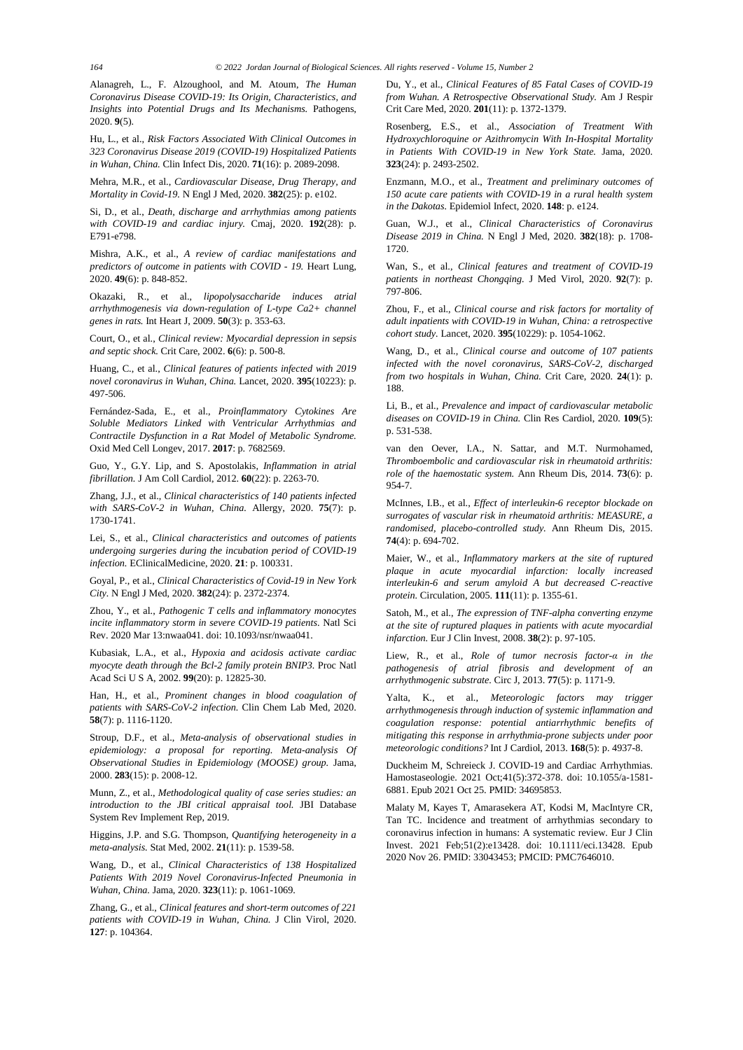Alanagreh, L., F. Alzoughool, and M. Atoum, *The Human Coronavirus Disease COVID-19: Its Origin, Characteristics, and Insights into Potential Drugs and Its Mechanisms.* Pathogens, 2020. **9**(5).

Hu, L., et al., *Risk Factors Associated With Clinical Outcomes in 323 Coronavirus Disease 2019 (COVID-19) Hospitalized Patients in Wuhan, China.* Clin Infect Dis, 2020. **71**(16): p. 2089-2098.

Mehra, M.R., et al., *Cardiovascular Disease, Drug Therapy, and Mortality in Covid-19.* N Engl J Med, 2020. **382**(25): p. e102.

Si, D., et al., *Death, discharge and arrhythmias among patients with COVID-19 and cardiac injury.* Cmaj, 2020. **192**(28): p. E791-e798.

Mishra, A.K., et al., *A review of cardiac manifestations and predictors of outcome in patients with COVID - 19.* Heart Lung, 2020. **49**(6): p. 848-852.

Okazaki, R., et al., *lipopolysaccharide induces atrial arrhythmogenesis via down-regulation of L-type Ca2+ channel genes in rats.* Int Heart J, 2009. **50**(3): p. 353-63.

Court, O., et al., *Clinical review: Myocardial depression in sepsis and septic shock.* Crit Care, 2002. **6**(6): p. 500-8.

Huang, C., et al., *Clinical features of patients infected with 2019 novel coronavirus in Wuhan, China.* Lancet, 2020. **395**(10223): p. 497-506.

Fernández-Sada, E., et al., *Proinflammatory Cytokines Are Soluble Mediators Linked with Ventricular Arrhythmias and Contractile Dysfunction in a Rat Model of Metabolic Syndrome.* Oxid Med Cell Longev, 2017. **2017**: p. 7682569.

Guo, Y., G.Y. Lip, and S. Apostolakis, *Inflammation in atrial fibrillation.* J Am Coll Cardiol, 2012. **60**(22): p. 2263-70.

Zhang, J.J., et al., *Clinical characteristics of 140 patients infected with SARS-CoV-2 in Wuhan, China.* Allergy, 2020. **75**(7): p. 1730-1741.

Lei, S., et al., *Clinical characteristics and outcomes of patients undergoing surgeries during the incubation period of COVID-19 infection.* EClinicalMedicine, 2020. **21**: p. 100331.

Goyal, P., et al., *Clinical Characteristics of Covid-19 in New York City.* N Engl J Med, 2020. **382**(24): p. 2372-2374.

Zhou, Y., et al., *Pathogenic T cells and inflammatory monocytes incite inflammatory storm in severe COVID-19 patients.* Natl Sci Rev. 2020 Mar 13:nwaa041. doi: 10.1093/nsr/nwaa041.

Kubasiak, L.A., et al., *Hypoxia and acidosis activate cardiac myocyte death through the Bcl-2 family protein BNIP3.* Proc Natl Acad Sci U S A, 2002. **99**(20): p. 12825-30.

Han, H., et al., *Prominent changes in blood coagulation of patients with SARS-CoV-2 infection.* Clin Chem Lab Med, 2020. **58**(7): p. 1116-1120.

Stroup, D.F., et al., *Meta-analysis of observational studies in epidemiology: a proposal for reporting. Meta-analysis Of Observational Studies in Epidemiology (MOOSE) group.* Jama, 2000. **283**(15): p. 2008-12.

Munn, Z., et al., *Methodological quality of case series studies: an introduction to the JBI critical appraisal tool.* JBI Database System Rev Implement Rep, 2019.

Higgins, J.P. and S.G. Thompson, *Quantifying heterogeneity in a meta-analysis.* Stat Med, 2002. **21**(11): p. 1539-58.

Wang, D., et al., *Clinical Characteristics of 138 Hospitalized Patients With 2019 Novel Coronavirus-Infected Pneumonia in Wuhan, China.* Jama, 2020. **323**(11): p. 1061-1069.

Zhang, G., et al., *Clinical features and short-term outcomes of 221 patients with COVID-19 in Wuhan, China.* J Clin Virol, 2020. **127**: p. 104364.

Du, Y., et al., *Clinical Features of 85 Fatal Cases of COVID-19 from Wuhan. A Retrospective Observational Study.* Am J Respir Crit Care Med, 2020. **201**(11): p. 1372-1379.

Rosenberg, E.S., et al., *Association of Treatment With Hydroxychloroquine or Azithromycin With In-Hospital Mortality in Patients With COVID-19 in New York State.* Jama, 2020. **323**(24): p. 2493-2502.

Enzmann, M.O., et al., *Treatment and preliminary outcomes of 150 acute care patients with COVID-19 in a rural health system in the Dakotas.* Epidemiol Infect, 2020. **148**: p. e124.

Guan, W.J., et al., *Clinical Characteristics of Coronavirus Disease 2019 in China.* N Engl J Med, 2020. **382**(18): p. 1708-1720.

Wan, S., et al., *Clinical features and treatment of COVID-19 patients in northeast Chongqing.* J Med Virol, 2020. **92**(7): p. 797-806.

Zhou, F., et al., *Clinical course and risk factors for mortality of adult inpatients with COVID-19 in Wuhan, China: a retrospective cohort study.* Lancet, 2020. **395**(10229): p. 1054-1062.

Wang, D., et al., *Clinical course and outcome of 107 patients infected with the novel coronavirus, SARS-CoV-2, discharged from two hospitals in Wuhan, China.* Crit Care, 2020. **24**(1): p. 188.

Li, B., et al., *Prevalence and impact of cardiovascular metabolic diseases on COVID-19 in China.* Clin Res Cardiol, 2020. **109**(5): p. 531-538.

van den Oever, I.A., N. Sattar, and M.T. Nurmohamed, *Thromboembolic and cardiovascular risk in rheumatoid arthritis: role of the haemostatic system.* Ann Rheum Dis, 2014. **73**(6): p. 954-7.

McInnes, I.B., et al., *Effect of interleukin-6 receptor blockade on surrogates of vascular risk in rheumatoid arthritis: MEASURE, a randomised, placebo-controlled study.* Ann Rheum Dis, 2015. **74**(4): p. 694-702.

Maier, W., et al., *Inflammatory markers at the site of ruptured plaque in acute myocardial infarction: locally increased interleukin-6 and serum amyloid A but decreased C-reactive protein.* Circulation, 2005. **111**(11): p. 1355-61.

Satoh, M., et al., *The expression of TNF-alpha converting enzyme at the site of ruptured plaques in patients with acute myocardial infarction.* Eur J Clin Invest, 2008. **38**(2): p. 97-105.

Liew, R., et al., *Role of tumor necrosis factor-α in the pathogenesis of atrial fibrosis and development of an arrhythmogenic substrate.* Circ J, 2013. **77**(5): p. 1171-9.

Yalta, K., et al., *Meteorologic factors may trigger arrhythmogenesis through induction of systemic inflammation and coagulation response: potential antiarrhythmic benefits of mitigating this response in arrhythmia-prone subjects under poor meteorologic conditions?* Int J Cardiol, 2013. **168**(5): p. 4937-8.

Duckheim M, Schreieck J. COVID-19 and Cardiac Arrhythmias. Hamostaseologie. 2021 Oct;41(5):372-378. doi: 10.1055/a-1581-6881. Epub 2021 Oct 25. PMID: 34695853.

Malaty M, Kayes T, Amarasekera AT, Kodsi M, MacIntyre CR, Tan TC. Incidence and treatment of arrhythmias secondary to coronavirus infection in humans: A systematic review. Eur J Clin Invest. 2021 Feb;51(2):e13428. doi: 10.1111/eci.13428. Epub 2020 Nov 26. PMID: 33043453; PMCID: PMC7646010.